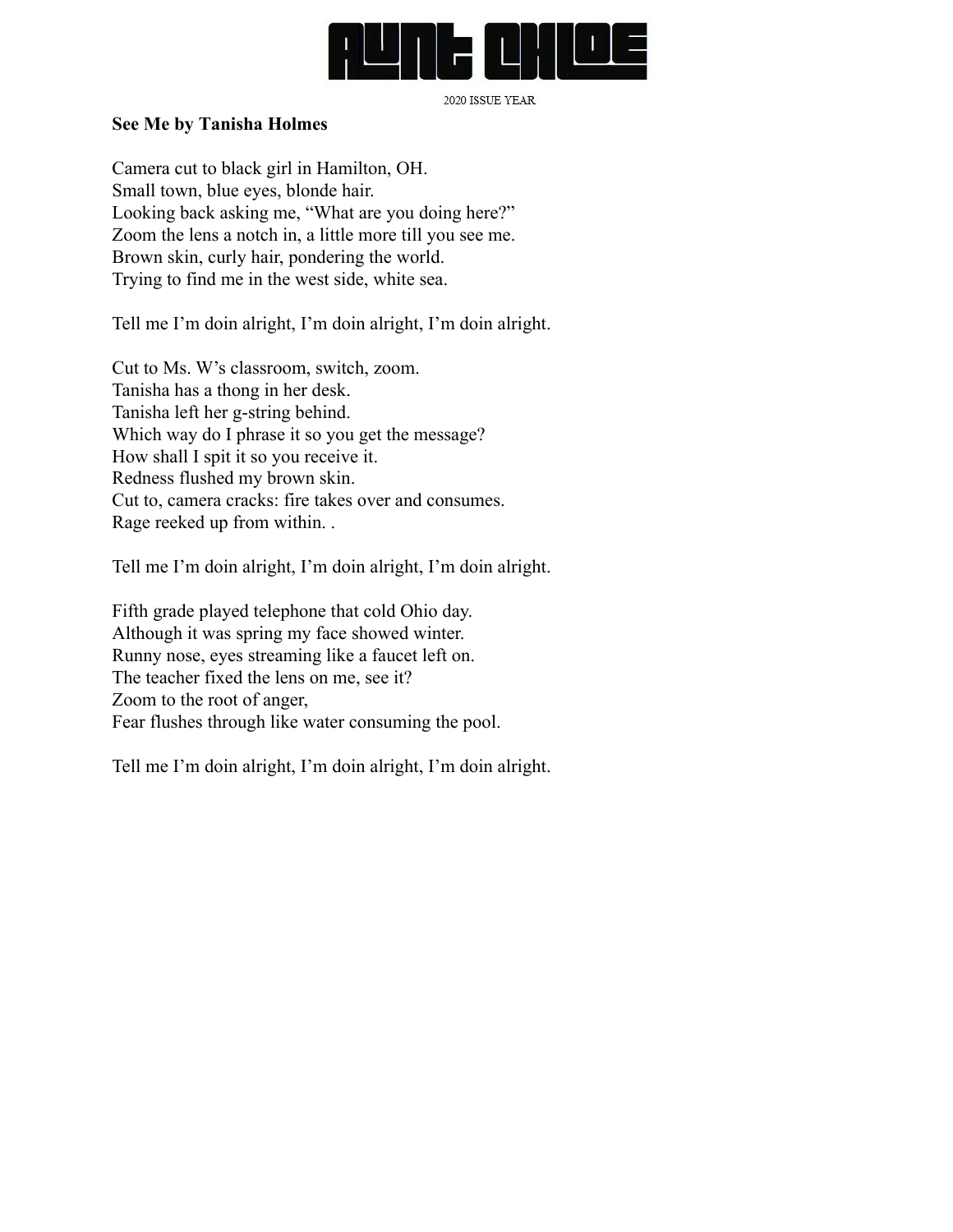# AUNT CHLOE

2020 ISSUE YEAR

**See Me by Tanisha Holmes**

Camera cut to black girl in Hamilton, OH.
Small town, blue eyes, blonde hair.
Looking back asking me, “What are you doing here?”
Zoom the lens a notch in, a little more till you see me.
Brown skin, curly hair, pondering the world.
Trying to find me in the west side, white sea.

Tell me I’m doin alright, I’m doin alright, I’m doin alright.

Cut to Ms. W’s classroom, switch, zoom.
Tanisha has a thong in her desk.
Tanisha left her g-string behind.
Which way do I phrase it so you get the message?
How shall I spit it so you receive it.
Redness flushed my brown skin.
Cut to, camera cracks: fire takes over and consumes.
Rage reeked up from within. .

Tell me I’m doin alright, I’m doin alright, I’m doin alright.

Fifth grade played telephone that cold Ohio day.
Although it was spring my face showed winter.
Runny nose, eyes streaming like a faucet left on.
The teacher fixed the lens on me, see it?
Zoom to the root of anger,
Fear flushes through like water consuming the pool.

Tell me I’m doin alright, I’m doin alright, I’m doin alright.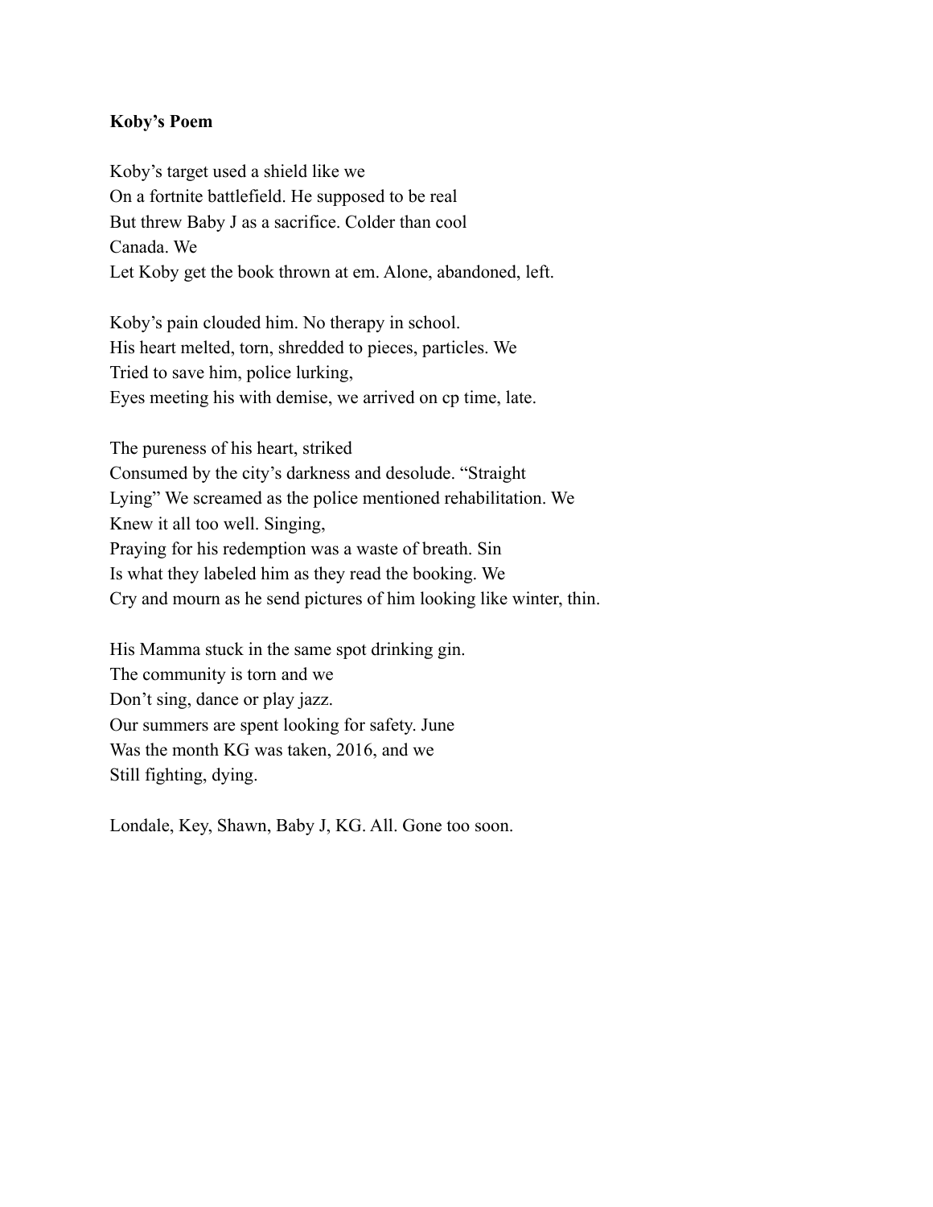**Koby's Poem**

Koby's target used a shield like we  
On a fortnite battlefield. He supposed to be real  
But threw Baby J as a sacrifice. Colder than cool  
Canada. We  
Let Koby get the book thrown at em. Alone, abandoned, left.

Koby's pain clouded him. No therapy in school.  
His heart melted, torn, shredded to pieces, particles. We  
Tried to save him, police lurking,  
Eyes meeting his with demise, we arrived on cp time, late.

The pureness of his heart, striked  
Consumed by the city's darkness and desolude. "Straight  
Lying" We screamed as the police mentioned rehabilitation. We  
Knew it all too well. Singing,  
Praying for his redemption was a waste of breath. Sin  
Is what they labeled him as they read the booking. We  
Cry and mourn as he send pictures of him looking like winter, thin.

His Mamma stuck in the same spot drinking gin.  
The community is torn and we  
Don't sing, dance or play jazz.  
Our summers are spent looking for safety. June  
Was the month KG was taken, 2016, and we  
Still fighting, dying.

Londale, Key, Shawn, Baby J, KG. All. Gone too soon.